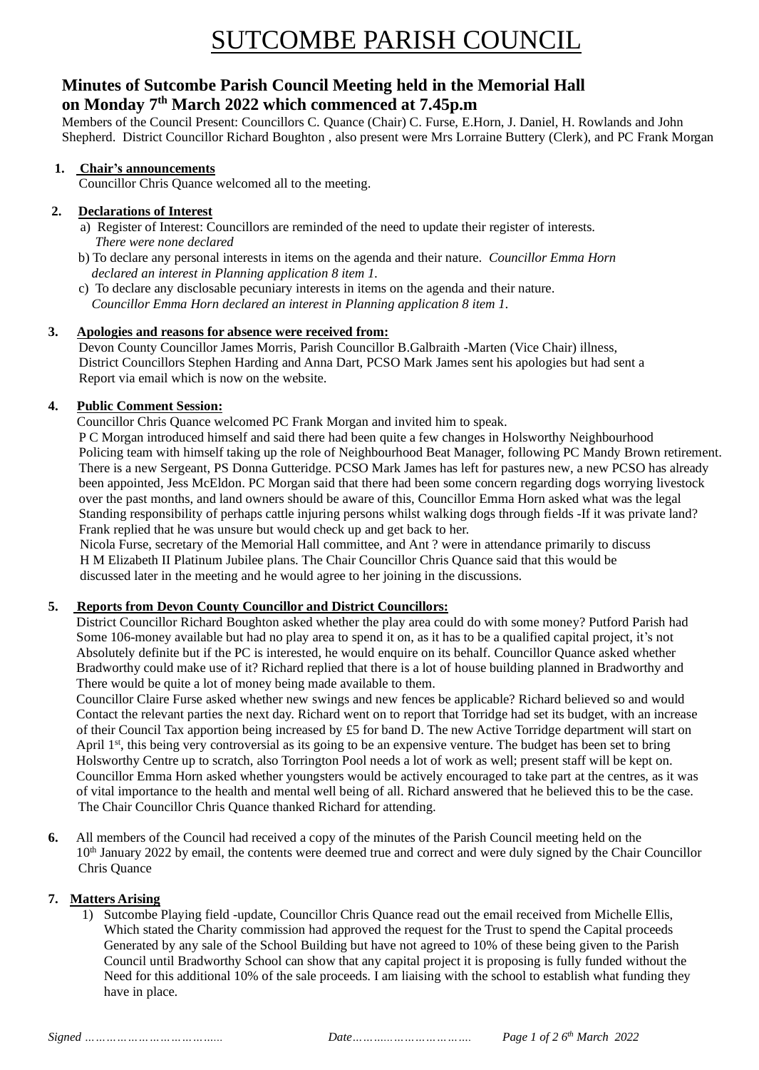# SUTCOMBE PARISH COUNCIL

## Minutes of Sutcombe Parish Council Meeting held in the Memorial Hall on Monday 7th March 2022 which commenced at 7.45p.m

Members of the Council Present: Councillors C. Quance (Chair) C. Furse, E.Horn, J. Daniel, H. Rowlands and John Shepherd. District Councillor Richard Boughton , also present were Mrs Lorraine Buttery (Clerk), and PC Frank Morgan

**1. Chair's announcements**

Councillor Chris Quance welcomed all to the meeting.

**2. Declarations of Interest**

a) Register of Interest: Councillors are reminded of the need to update their register of interests. *There were none declared*

b) To declare any personal interests in items on the agenda and their nature. *Councillor Emma Horn declared an interest in Planning application 8 item 1.*

c) To declare any disclosable pecuniary interests in items on the agenda and their nature. *Councillor Emma Horn declared an interest in Planning application 8 item 1.*

**3. Apologies and reasons for absence were received from:**

Devon County Councillor James Morris, Parish Councillor B.Galbraith -Marten (Vice Chair) illness, District Councillors Stephen Harding and Anna Dart, PCSO Mark James sent his apologies but had sent a Report via email which is now on the website.

**4. Public Comment Session:**

Councillor Chris Quance welcomed PC Frank Morgan and invited him to speak.

P C Morgan introduced himself and said there had been quite a few changes in Holsworthy Neighbourhood Policing team with himself taking up the role of Neighbourhood Beat Manager, following PC Mandy Brown retirement. There is a new Sergeant, PS Donna Gutteridge. PCSO Mark James has left for pastures new, a new PCSO has already been appointed, Jess McEldon. PC Morgan said that there had been some concern regarding dogs worrying livestock over the past months, and land owners should be aware of this, Councillor Emma Horn asked what was the legal Standing responsibility of perhaps cattle injuring persons whilst walking dogs through fields -If it was private land? Frank replied that he was unsure but would check up and get back to her.

Nicola Furse, secretary of the Memorial Hall committee, and Ant ? were in attendance primarily to discuss H M Elizabeth II Platinum Jubilee plans. The Chair Councillor Chris Quance said that this would be discussed later in the meeting and he would agree to her joining in the discussions.

**5. Reports from Devon County Councillor and District Councillors:**

District Councillor Richard Boughton asked whether the play area could do with some money? Putford Parish had Some 106-money available but had no play area to spend it on, as it has to be a qualified capital project, it's not Absolutely definite but if the PC is interested, he would enquire on its behalf. Councillor Quance asked whether Bradworthy could make use of it? Richard replied that there is a lot of house building planned in Bradworthy and There would be quite a lot of money being made available to them.

Councillor Claire Furse asked whether new swings and new fences be applicable? Richard believed so and would Contact the relevant parties the next day. Richard went on to report that Torridge had set its budget, with an increase of their Council Tax apportion being increased by £5 for band D. The new Active Torridge department will start on April 1st, this being very controversial as its going to be an expensive venture. The budget has been set to bring Holsworthy Centre up to scratch, also Torrington Pool needs a lot of work as well; present staff will be kept on. Councillor Emma Horn asked whether youngsters would be actively encouraged to take part at the centres, as it was of vital importance to the health and mental well being of all. Richard answered that he believed this to be the case. The Chair Councillor Chris Quance thanked Richard for attending.

**6.** All members of the Council had received a copy of the minutes of the Parish Council meeting held on the 10th January 2022 by email, the contents were deemed true and correct and were duly signed by the Chair Councillor Chris Quance

**7. Matters Arising**

1) Sutcombe Playing field -update, Councillor Chris Quance read out the email received from Michelle Ellis, Which stated the Charity commission had approved the request for the Trust to spend the Capital proceeds Generated by any sale of the School Building but have not agreed to 10% of these being given to the Parish Council until Bradworthy School can show that any capital project it is proposing is fully funded without the Need for this additional 10% of the sale proceeds. I am liaising with the school to establish what funding they have in place.

*Signed ………………………………… Date……………………………*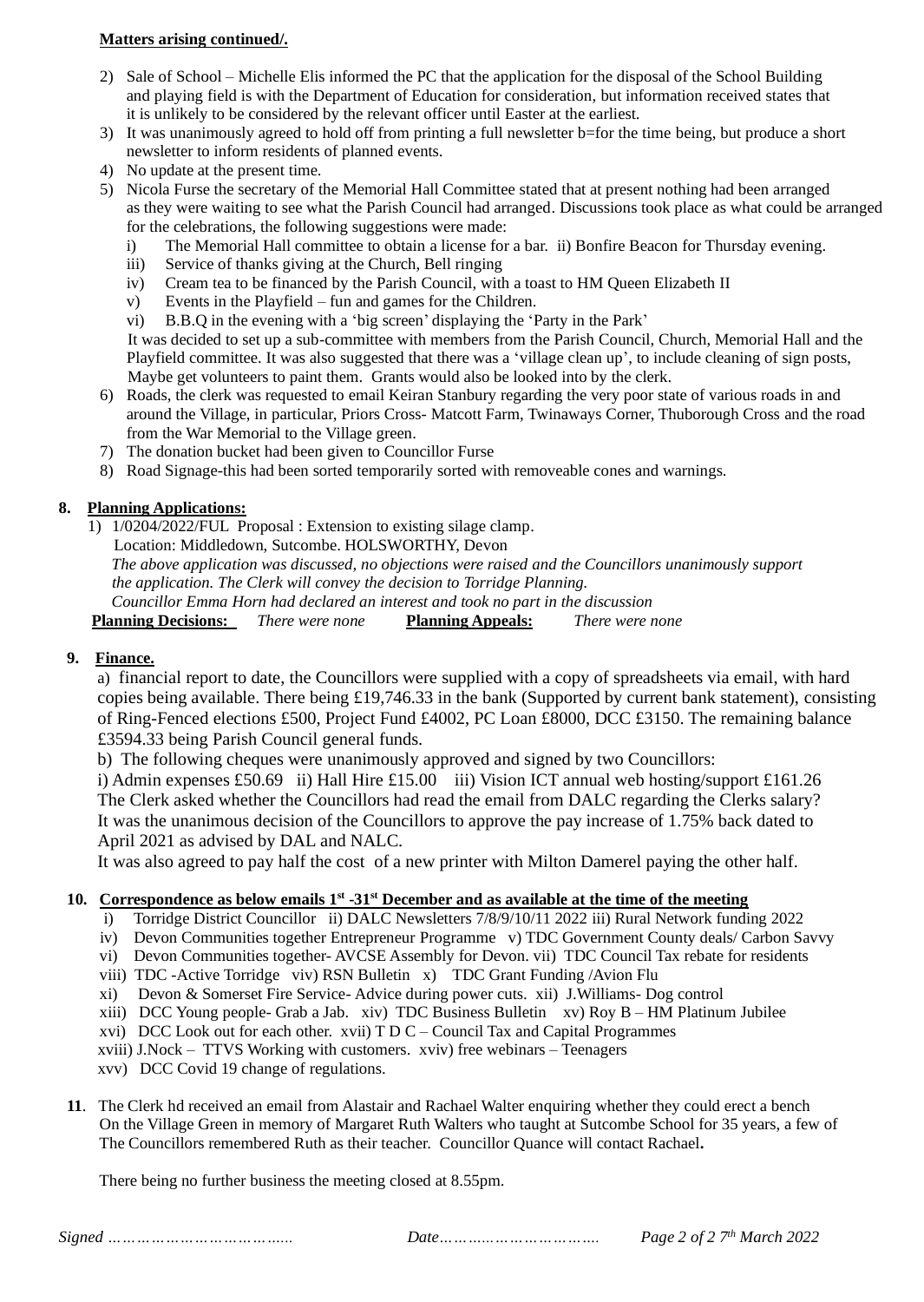**Matters arising continued/.**

2) Sale of School – Michelle Elis informed the PC that the application for the disposal of the School Building and playing field is with the Department of Education for consideration, but information received states that it is unlikely to be considered by the relevant officer until Easter at the earliest.
3) It was unanimously agreed to hold off from printing a full newsletter b=for the time being, but produce a short newsletter to inform residents of planned events.
4) No update at the present time.
5) Nicola Furse the secretary of the Memorial Hall Committee stated that at present nothing had been arranged as they were waiting to see what the Parish Council had arranged. Discussions took place as what could be arranged for the celebrations, the following suggestions were made:
   i) The Memorial Hall committee to obtain a license for a bar. ii) Bonfire Beacon for Thursday evening.
   iii) Service of thanks giving at the Church, Bell ringing
   iv) Cream tea to be financed by the Parish Council, with a toast to HM Queen Elizabeth II
   v) Events in the Playfield – fun and games for the Children.
   vi) B.B.Q in the evening with a 'big screen' displaying the 'Party in the Park'

   It was decided to set up a sub-committee with members from the Parish Council, Church, Memorial Hall and the Playfield committee. It was also suggested that there was a 'village clean up', to include cleaning of sign posts, Maybe get volunteers to paint them. Grants would also be looked into by the clerk.
6) Roads, the clerk was requested to email Keiran Stanbury regarding the very poor state of various roads in and around the Village, in particular, Priors Cross- Matcott Farm, Twinaways Corner, Thuborough Cross and the road from the War Memorial to the Village green.
7) The donation bucket had been given to Councillor Furse
8) Road Signage-this had been sorted temporarily sorted with removeable cones and warnings.

**8. Planning Applications:**

1) 1/0204/2022/FUL Proposal : Extension to existing silage clamp.
   Location: Middledown, Sutcombe. HOLSWORTHY, Devon
   *The above application was discussed, no objections were raised and the Councillors unanimously support the application. The Clerk will convey the decision to Torridge Planning.*
   *Councillor Emma Horn had declared an interest and took no part in the discussion*

**Planning Decisions:** *There were none* **Planning Appeals:** *There were none*

**9. Finance.**

a) financial report to date, the Councillors were supplied with a copy of spreadsheets via email, with hard copies being available. There being £19,746.33 in the bank (Supported by current bank statement), consisting of Ring-Fenced elections £500, Project Fund £4002, PC Loan £8000, DCC £3150. The remaining balance £3594.33 being Parish Council general funds.

b) The following cheques were unanimously approved and signed by two Councillors:
i) Admin expenses £50.69 ii) Hall Hire £15.00 iii) Vision ICT annual web hosting/support £161.26
The Clerk asked whether the Councillors had read the email from DALC regarding the Clerks salary? It was the unanimous decision of the Councillors to approve the pay increase of 1.75% back dated to April 2021 as advised by DAL and NALC.
It was also agreed to pay half the cost of a new printer with Milton Damerel paying the other half.

**10. Correspondence as below emails 1st -31st December and as available at the time of the meeting**

i) Torridge District Councillor ii) DALC Newsletters 7/8/9/10/11 2022 iii) Rural Network funding 2022
iv) Devon Communities together Entrepreneur Programme v) TDC Government County deals/ Carbon Savvy
vi) Devon Communities together- AVCSE Assembly for Devon. vii) TDC Council Tax rebate for residents
viii) TDC -Active Torridge viv) RSN Bulletin x) TDC Grant Funding /Avion Flu
xi) Devon & Somerset Fire Service- Advice during power cuts. xii) J.Williams- Dog control
xiii) DCC Young people- Grab a Jab. xiv) TDC Business Bulletin xv) Roy B – HM Platinum Jubilee
xvi) DCC Look out for each other. xvii) T D C – Council Tax and Capital Programmes
xviii) J.Nock – TTVS Working with customers. xviv) free webinars – Teenagers
xvv) DCC Covid 19 change of regulations.

**11**. The Clerk hd received an email from Alastair and Rachael Walter enquiring whether they could erect a bench On the Village Green in memory of Margaret Ruth Walters who taught at Sutcombe School for 35 years, a few of The Councillors remembered Ruth as their teacher. Councillor Quance will contact Rachael**.**

There being no further business the meeting closed at 8.55pm.

*Signed ……………………………….* *Date…………………………….* *7th March 2022*